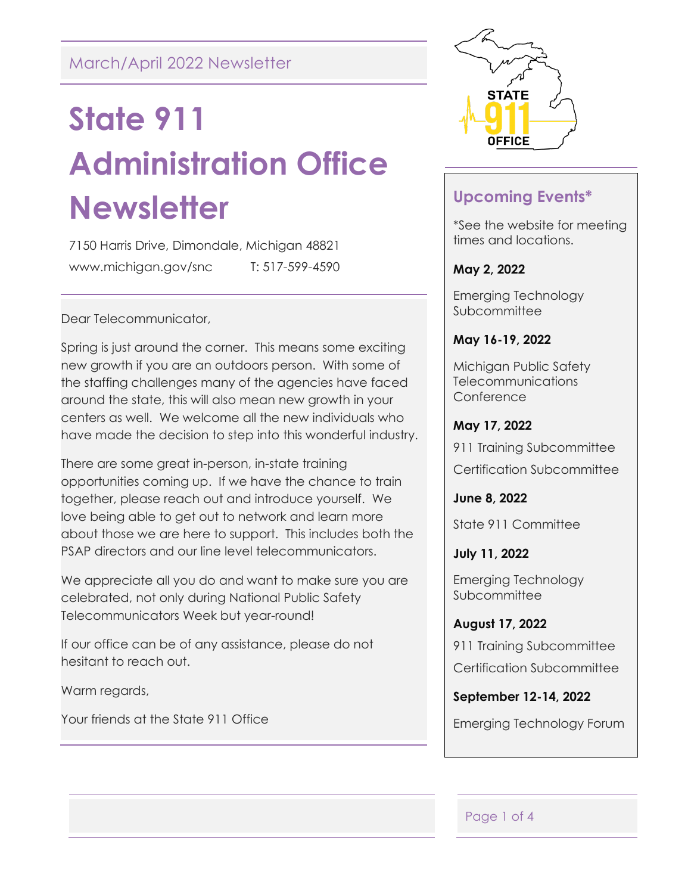March/April 2022 Newsletter

# State 911 Administration Office Newsletter

7150 Harris Drive, Dimondale, Michigan 48821

www.michigan.gov/snc T: 517-599-4590

Dear Telecommunicator,

Spring is just around the corner. This means some exciting new growth if you are an outdoors person. With some of the staffing challenges many of the agencies have faced around the state, this will also mean new growth in your centers as well. We welcome all the new individuals who have made the decision to step into this wonderful industry.

There are some great in-person, in-state training opportunities coming up. If we have the chance to train together, please reach out and introduce yourself. We love being able to get out to network and learn more about those we are here to support. This includes both the PSAP directors and our line level telecommunicators.

We appreciate all you do and want to make sure you are celebrated, not only during National Public Safety Telecommunicators Week but year-round!

If our office can be of any assistance, please do not hesitant to reach out.

Warm regards,

Your friends at the State 911 Office

## Upcoming Events*

*See the website for meeting times and locations.

**May 2, 2022**

Emerging Technology Subcommittee

**May 16-19, 2022**

Michigan Public Safety Telecommunications Conference

**May 17, 2022**

911 Training Subcommittee

Certification Subcommittee

**June 8, 2022**

State 911 Committee

**July 11, 2022**

Emerging Technology Subcommittee

**August 17, 2022**

911 Training Subcommittee

Certification Subcommittee

**September 12-14, 2022**

Emerging Technology Forum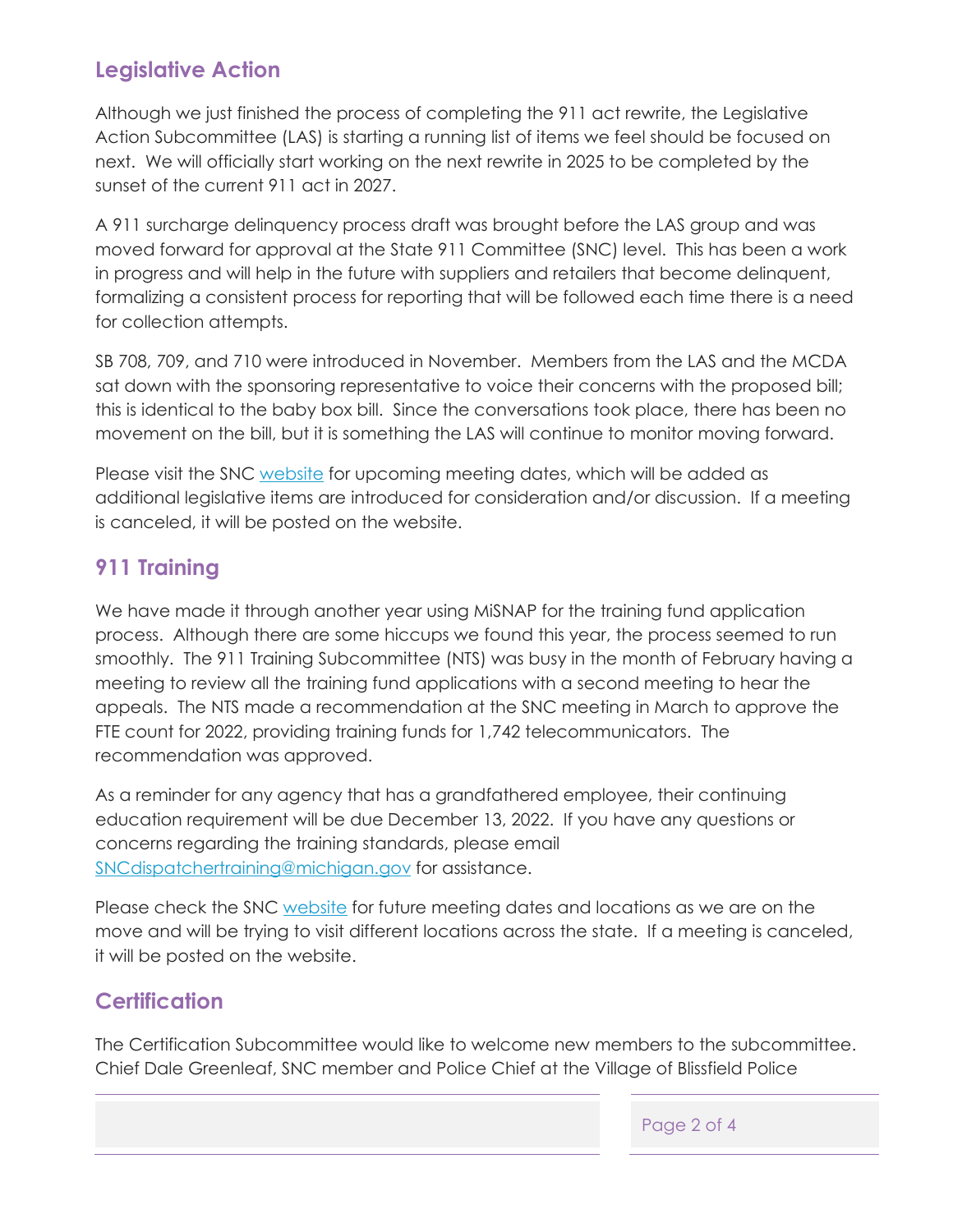## Legislative Action

Although we just finished the process of completing the 911 act rewrite, the Legislative Action Subcommittee (LAS) is starting a running list of items we feel should be focused on next. We will officially start working on the next rewrite in 2025 to be completed by the sunset of the current 911 act in 2027.

A 911 surcharge delinquency process draft was brought before the LAS group and was moved forward for approval at the State 911 Committee (SNC) level. This has been a work in progress and will help in the future with suppliers and retailers that become delinquent, formalizing a consistent process for reporting that will be followed each time there is a need for collection attempts.

SB 708, 709, and 710 were introduced in November. Members from the LAS and the MCDA sat down with the sponsoring representative to voice their concerns with the proposed bill; this is identical to the baby box bill. Since the conversations took place, there has been no movement on the bill, but it is something the LAS will continue to monitor moving forward.

Please visit the SNC [website]() for upcoming meeting dates, which will be added as additional legislative items are introduced for consideration and/or discussion. If a meeting is canceled, it will be posted on the website.

## 911 Training

We have made it through another year using MiSNAP for the training fund application process. Although there are some hiccups we found this year, the process seemed to run smoothly. The 911 Training Subcommittee (NTS) was busy in the month of February having a meeting to review all the training fund applications with a second meeting to hear the appeals. The NTS made a recommendation at the SNC meeting in March to approve the FTE count for 2022, providing training funds for 1,742 telecommunicators. The recommendation was approved.

As a reminder for any agency that has a grandfathered employee, their continuing education requirement will be due December 13, 2022. If you have any questions or concerns regarding the training standards, please email [SNCdispatchertraining@michigan.gov](mailto:SNCdispatchertraining@michigan.gov) for assistance.

Please check the SNC [website]() for future meeting dates and locations as we are on the move and will be trying to visit different locations across the state. If a meeting is canceled, it will be posted on the website.

## Certification

The Certification Subcommittee would like to welcome new members to the subcommittee. Chief Dale Greenleaf, SNC member and Police Chief at the Village of Blissfield Police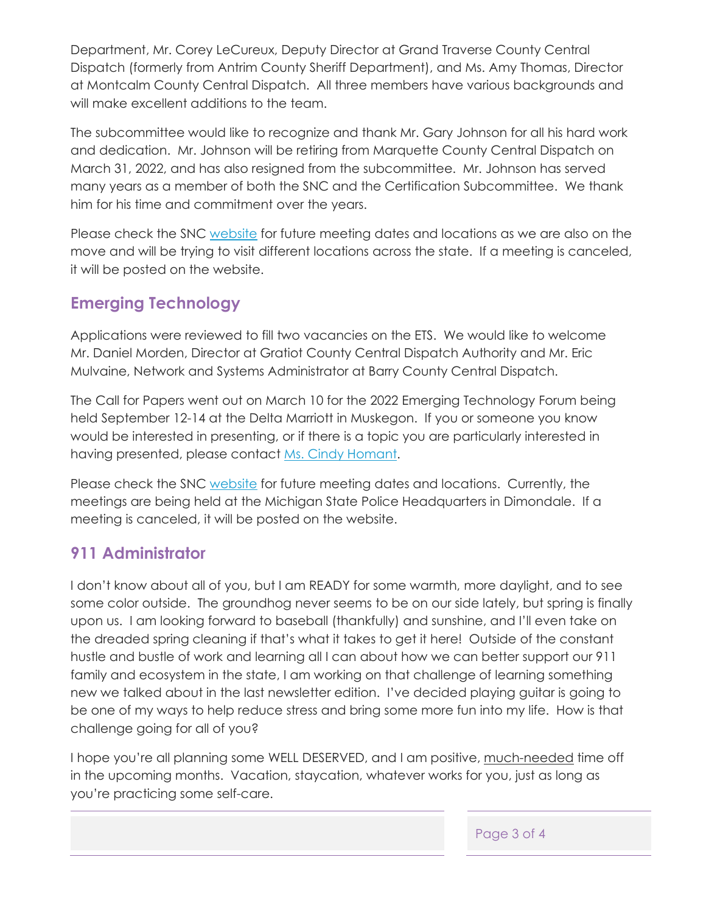Department, Mr. Corey LeCureux, Deputy Director at Grand Traverse County Central Dispatch (formerly from Antrim County Sheriff Department), and Ms. Amy Thomas, Director at Montcalm County Central Dispatch. All three members have various backgrounds and will make excellent additions to the team.

The subcommittee would like to recognize and thank Mr. Gary Johnson for all his hard work and dedication. Mr. Johnson will be retiring from Marquette County Central Dispatch on March 31, 2022, and has also resigned from the subcommittee. Mr. Johnson has served many years as a member of both the SNC and the Certification Subcommittee. We thank him for his time and commitment over the years.

Please check the SNC website for future meeting dates and locations as we are also on the move and will be trying to visit different locations across the state. If a meeting is canceled, it will be posted on the website.

## Emerging Technology

Applications were reviewed to fill two vacancies on the ETS. We would like to welcome Mr. Daniel Morden, Director at Gratiot County Central Dispatch Authority and Mr. Eric Mulvaine, Network and Systems Administrator at Barry County Central Dispatch.

The Call for Papers went out on March 10 for the 2022 Emerging Technology Forum being held September 12-14 at the Delta Marriott in Muskegon. If you or someone you know would be interested in presenting, or if there is a topic you are particularly interested in having presented, please contact Ms. Cindy Homant.

Please check the SNC website for future meeting dates and locations. Currently, the meetings are being held at the Michigan State Police Headquarters in Dimondale. If a meeting is canceled, it will be posted on the website.

## 911 Administrator

I don't know about all of you, but I am READY for some warmth, more daylight, and to see some color outside. The groundhog never seems to be on our side lately, but spring is finally upon us. I am looking forward to baseball (thankfully) and sunshine, and I'll even take on the dreaded spring cleaning if that's what it takes to get it here! Outside of the constant hustle and bustle of work and learning all I can about how we can better support our 911 family and ecosystem in the state, I am working on that challenge of learning something new we talked about in the last newsletter edition. I've decided playing guitar is going to be one of my ways to help reduce stress and bring some more fun into my life. How is that challenge going for all of you?

I hope you're all planning some WELL DESERVED, and I am positive, much-needed time off in the upcoming months. Vacation, staycation, whatever works for you, just as long as you're practicing some self-care.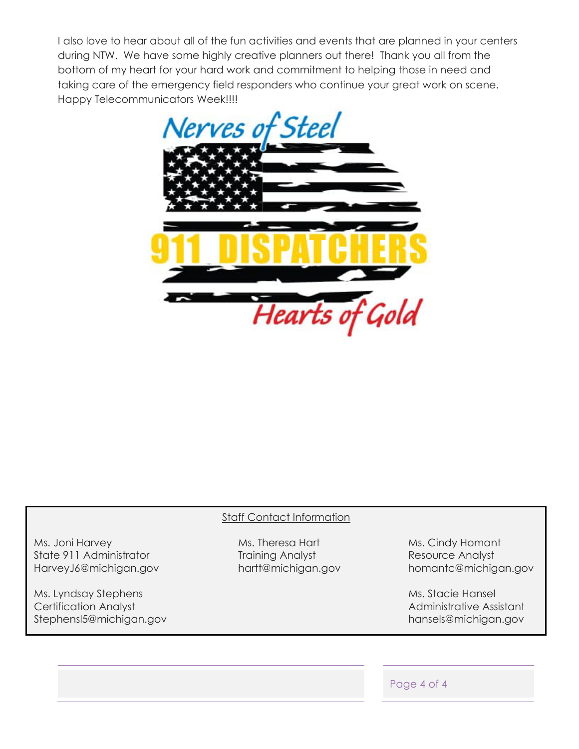I also love to hear about all of the fun activities and events that are planned in your centers during NTW. We have some highly creative planners out there! Thank you all from the bottom of my heart for your hard work and commitment to helping those in need and taking care of the emergency field responders who continue your great work on scene. Happy Telecommunicators Week!!!!

Nerves of Steel

911 DISPATCHERS

Hearts of Gold

<u>Staff Contact Information</u>

Ms. Joni Harvey
State 911 Administrator
HarveyJ6@michigan.gov

Ms. Lyndsay Stephens
Certification Analyst
Stephensl5@michigan.gov

Ms. Theresa Hart
Training Analyst
hartt@michigan.gov

Ms. Cindy Homant
Resource Analyst
homantc@michigan.gov

Ms. Stacie Hansel
Administrative Assistant
hansels@michigan.gov